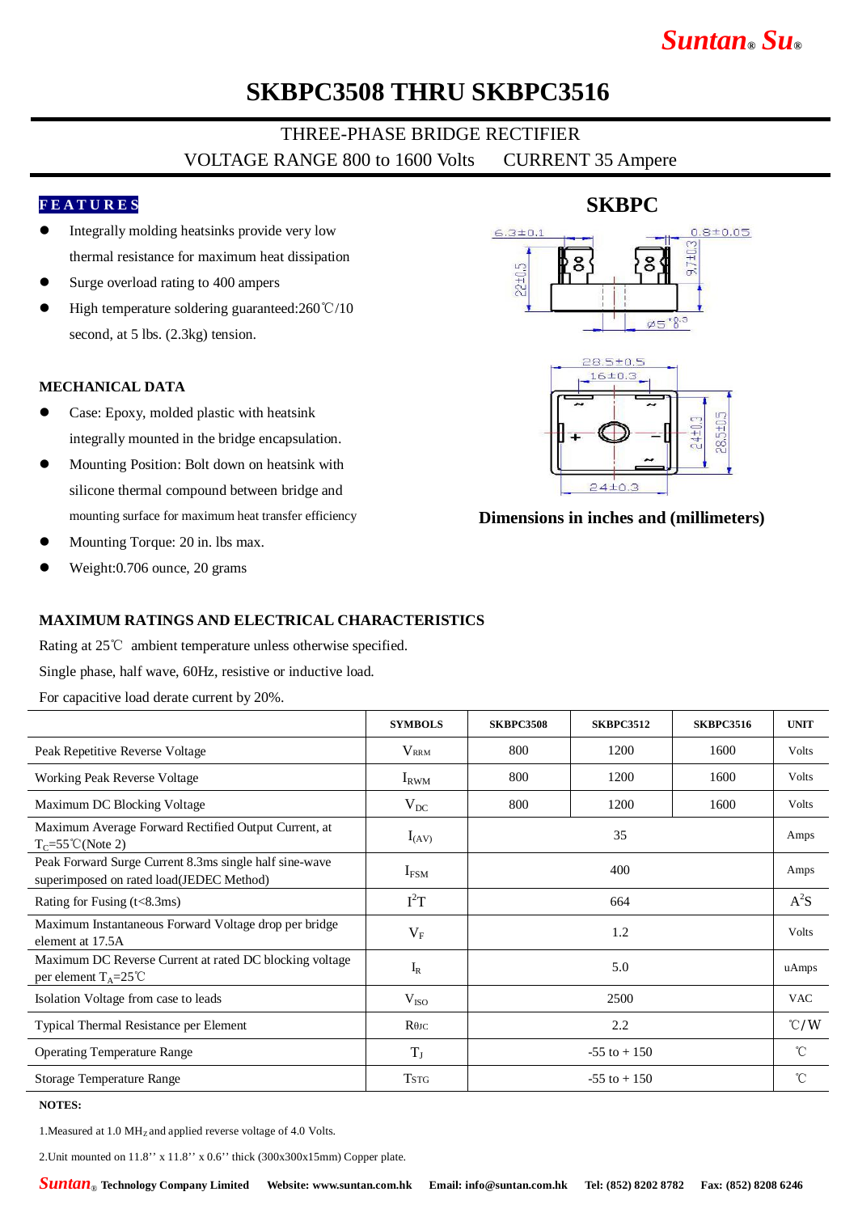Suntan® Su®

# SKBPC3508 THRU SKBPC3516

THREE-PHASE BRIDGE RECTIFIER

VOLTAGE RANGE 800 to 1600 Volts CURRENT 35 Ampere

## FEATURES

- Integrally molding heatsinks provide very low thermal resistance for maximum heat dissipation
- Surge overload rating to 400 amperes
- High temperature soldering guaranteed:260℃/10 second, at 5 lbs. (2.3kg) tension.

## MECHANICAL DATA

- Case: Epoxy, molded plastic with heatsink integrally mounted in the bridge encapsulation.
- Mounting Position: Bolt down on heatsink with silicone thermal compound between bridge and mounting surface for maximum heat transfer efficiency
- Mounting Torque: 20 in. lbs max.
- Weight:0.706 ounce, 20 grams

**SKBPC**

Dimensions in inches and (millimeters)

## MAXIMUM RATINGS AND ELECTRICAL CHARACTERISTICS

Rating at 25℃ ambient temperature unless otherwise specified.

Single phase, half wave, 60Hz, resistive or inductive load.

For capacitive load derate current by 20%.

| | SYMBOLS | SKBPC3508 | SKBPC3512 | SKBPC3516 | UNIT |
|---|---|---|---|---|---|
| Peak Repetitive Reverse Voltage | $V_{RRM}$ | 800 | 1200 | 1600 | Volts |
| Working Peak Reverse Voltage | $I_{RWM}$ | 800 | 1200 | 1600 | Volts |
| Maximum DC Blocking Voltage | $V_{DC}$ | 800 | 1200 | 1600 | Volts |
| Maximum Average Forward Rectified Output Current, at $T_C$=55℃(Note 2) | $I_{(AV)}$ | 35 | | | Amps |
| Peak Forward Surge Current 8.3ms single half sine-wave superimposed on rated load(JEDEC Method) | $I_{FSM}$ | 400 | | | Amps |
| Rating for Fusing (t<8.3ms) | $I^2T$ | 664 | | | $A^2S$ |
| Maximum Instantaneous Forward Voltage drop per bridge element at 17.5A | $V_F$ | 1.2 | | | Volts |
| Maximum DC Reverse Current at rated DC blocking voltage per element $T_A$=25℃ | $I_R$ | 5.0 | | | uAmps |
| Isolation Voltage from case to leads | $V_{ISO}$ | 2500 | | | VAC |
| Typical Thermal Resistance per Element | $R_{\theta JC}$ | 2.2 | | | ℃/W |
| Operating Temperature Range | $T_J$ | -55 to + 150 | | | ℃ |
| Storage Temperature Range | $T_{STG}$ | -55 to + 150 | | | ℃ |

**NOTES:**

1.Measured at 1.0 $MH_Z$ and applied reverse voltage of 4.0 Volts.

2.Unit mounted on 11.8'' x 11.8'' x 0.6'' thick (300x300x15mm) Copper plate.

Suntan® Technology Company Limited Website: www.suntan.com.hk Email: info@suntan.com.hk Tel: (852) 8202 8782 Fax: (852) 8208 6246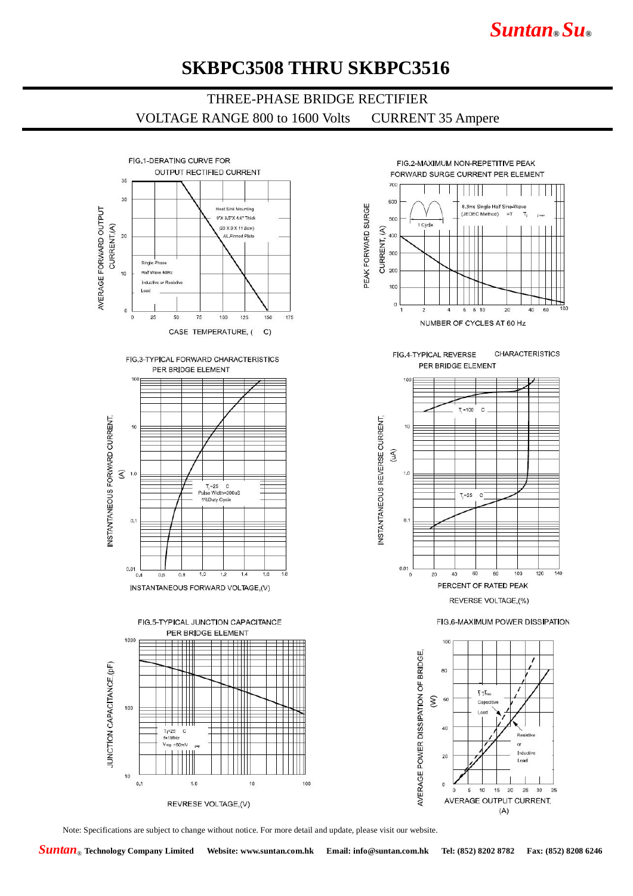# SKBPC3508 THRU SKBPC3516

THREE-PHASE BRIDGE RECTIFIER

VOLTAGE RANGE 800 to 1600 Volts    CURRENT 35 Ampere

FIG.1-DERATING CURVE FOR OUTPUT RECTIFIED CURRENT

AVERAGE FORWARD OUTPUT CURRENT,(A)

35, 30, 20, 10, 0

Heat Sink Mounting
9"X 3.5"X 4.6" Thick
(23 X 9 X 11.8cm)
AL.Finned Plate

Single Phase
Half Wave 60Hz
Inductive or Resistive
Load

0, 25, 50, 75, 100, 125, 150, 175

CASE TEMPERATURE, ( C)

FIG.2-MAXIMUM NON-REPETITIVE PEAK FORWARD SURGE CURRENT PER ELEMENT

PEAK FORWARD SURGE CURRENT, (A)

700, 600, 500, 400, 300, 200, 100, 0

8.3ms Single Half Sine-Wave
(JEDEC Method) =T Tj

1 Cycle

1, 2, 4, 6, 8, 10, 20, 40, 60, 100

NUMBER OF CYCLES AT 60 Hz

FIG.3-TYPICAL FORWARD CHARACTERISTICS PER BRIDGE ELEMENT

INSTANTANEOUS FORWARD CURRENT, (A)

100, 10, 1.0, 0.1, 0.01

Tj=25 C
Pulse Width=300uS
1%Duty Cycle

0.4, 0.6, 0.8, 1.0, 1.2, 1.4, 1.6, 1.8

INSTANTANEOUS FORWARD VOLTAGE,(V)

FIG.4-TYPICAL REVERSE CHARACTERISTICS PER BRIDGE ELEMENT

INSTANTANEOUS REVERSE CURRENT, (uA)

100, 10, 1.0, 0.1, 0.01

Tj=100 C

Tj=25 C

0, 20, 40, 60, 80, 100, 120, 140

PERCENT OF RATED PEAK REVERSE VOLTAGE,(%)

FIG.5-TYPICAL JUNCTION CAPACITANCE PER BRIDGE ELEMENT

JUNCTION CAPACITANCE,(pF)

1000, 100, 10

Tj=25 C
f=1MHz
Vsig =50mV p-p

0.1, 1.0, 10, 100

REVRESE VOLTAGE,(V)

FIG.6-MAXIMUM POWER DISSIPATION

AVERAGE POWER DISSIPATION OF BRIDGE, (W)

100, 80, 60, 40, 20, 0

Tj=Tjmax

Capacitive Load

Resistive or Inductive Load

0, 5, 10, 15, 20, 25, 30, 35

AVERAGE OUTPUT CURRENT, (A)

Note: Specifications are subject to change without notice. For more detail and update, please visit our website.

**Suntan® Technology Company Limited** **Website: www.suntan.com.hk** **Email: info@suntan.com.hk** **Tel: (852) 8202 8782** **Fax: (852) 8208 6246**